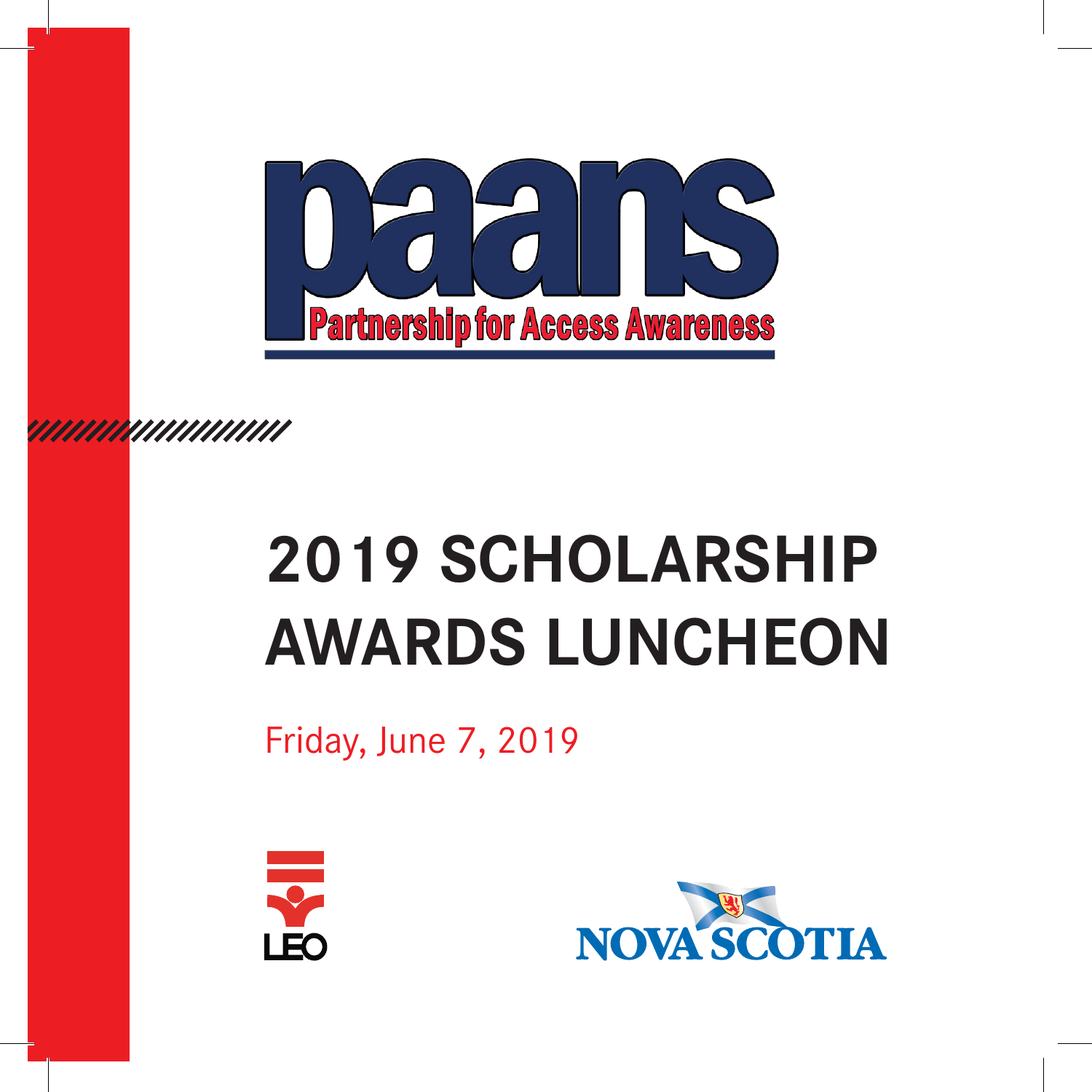paans

Partnership for Access Awareness

# 2019 SCHOLARSHIP AWARDS LUNCHEON

Friday, June 7, 2019

LEO

NOVA SCOTIA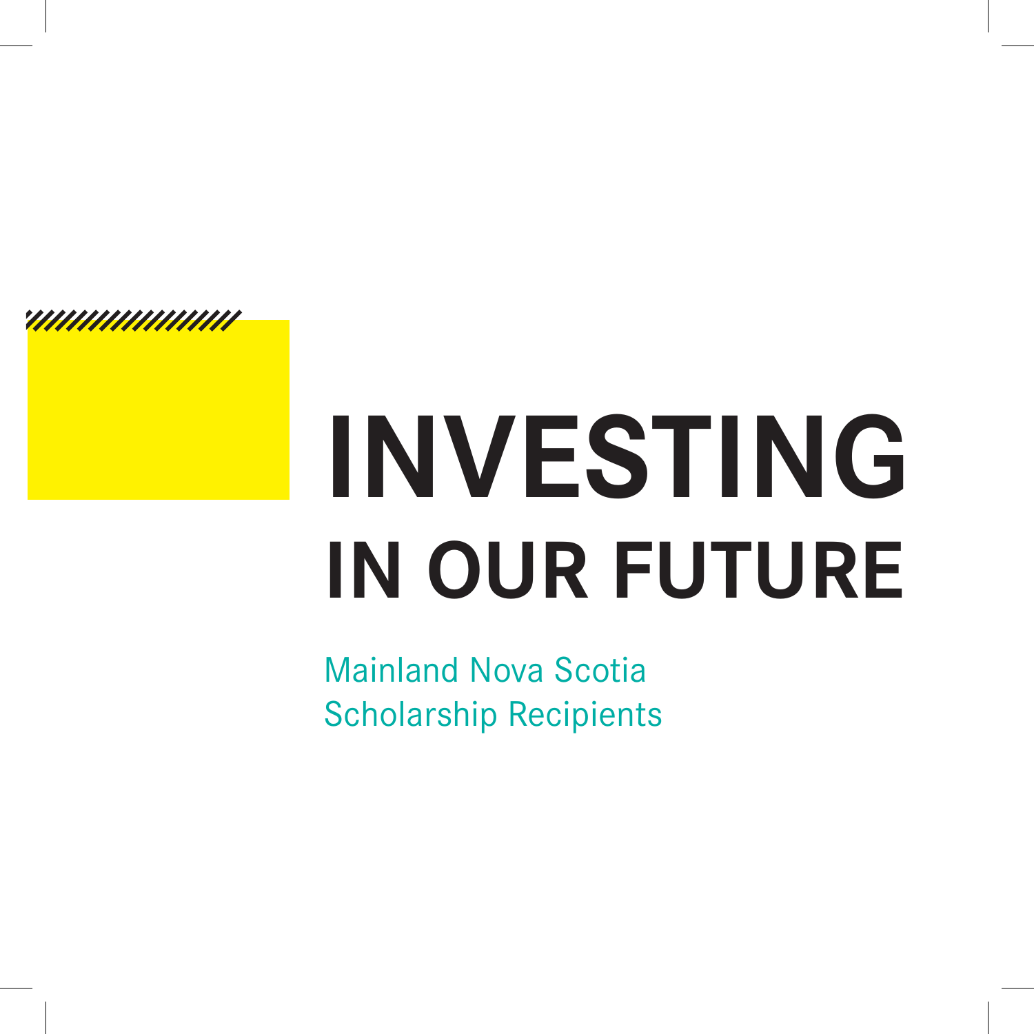# INVESTING IN OUR FUTURE

Mainland Nova Scotia
Scholarship Recipients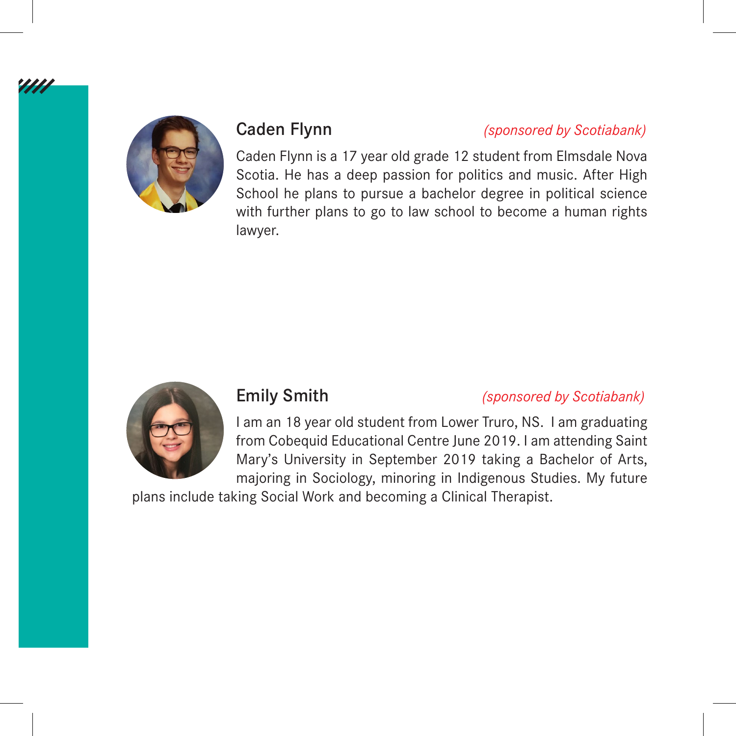## Caden Flynn

*(sponsored by Scotiabank)*

Caden Flynn is a 17 year old grade 12 student from Elmsdale Nova Scotia. He has a deep passion for politics and music. After High School he plans to pursue a bachelor degree in political science with further plans to go to law school to become a human rights lawyer.

## Emily Smith

*(sponsored by Scotiabank)*

I am an 18 year old student from Lower Truro, NS. I am graduating from Cobequid Educational Centre June 2019. I am attending Saint Mary's University in September 2019 taking a Bachelor of Arts, majoring in Sociology, minoring in Indigenous Studies. My future plans include taking Social Work and becoming a Clinical Therapist.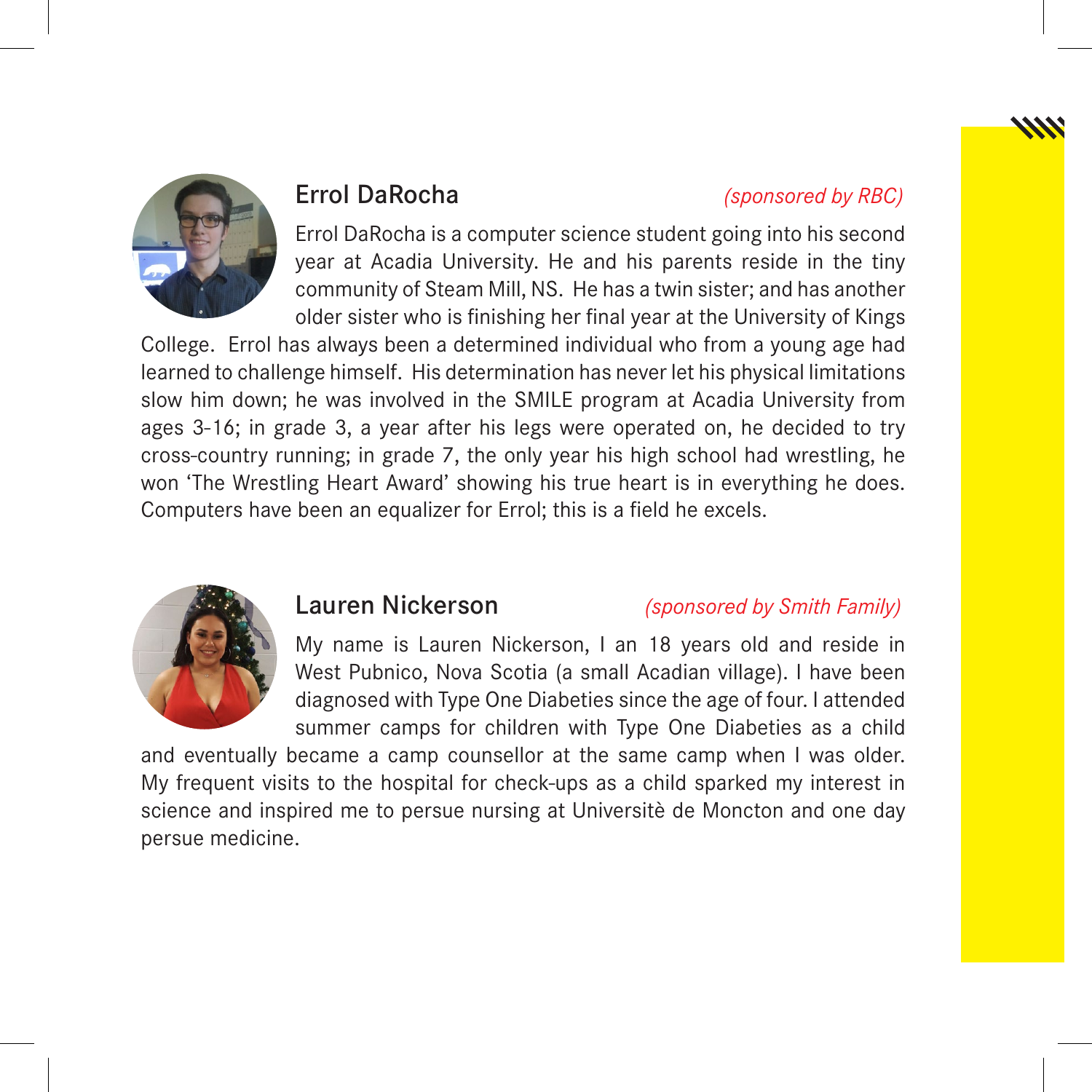## Errol DaRocha

*(sponsored by RBC)*

Errol DaRocha is a computer science student going into his second year at Acadia University. He and his parents reside in the tiny community of Steam Mill, NS. He has a twin sister; and has another older sister who is finishing her final year at the University of Kings College. Errol has always been a determined individual who from a young age had learned to challenge himself. His determination has never let his physical limitations slow him down; he was involved in the SMILE program at Acadia University from ages 3-16; in grade 3, a year after his legs were operated on, he decided to try cross-country running; in grade 7, the only year his high school had wrestling, he won 'The Wrestling Heart Award' showing his true heart is in everything he does. Computers have been an equalizer for Errol; this is a field he excels.

## Lauren Nickerson

*(sponsored by Smith Family)*

My name is Lauren Nickerson, I an 18 years old and reside in West Pubnico, Nova Scotia (a small Acadian village). I have been diagnosed with Type One Diabeties since the age of four. I attended summer camps for children with Type One Diabeties as a child and eventually became a camp counsellor at the same camp when I was older. My frequent visits to the hospital for check-ups as a child sparked my interest in science and inspired me to persue nursing at Universitè de Moncton and one day persue medicine.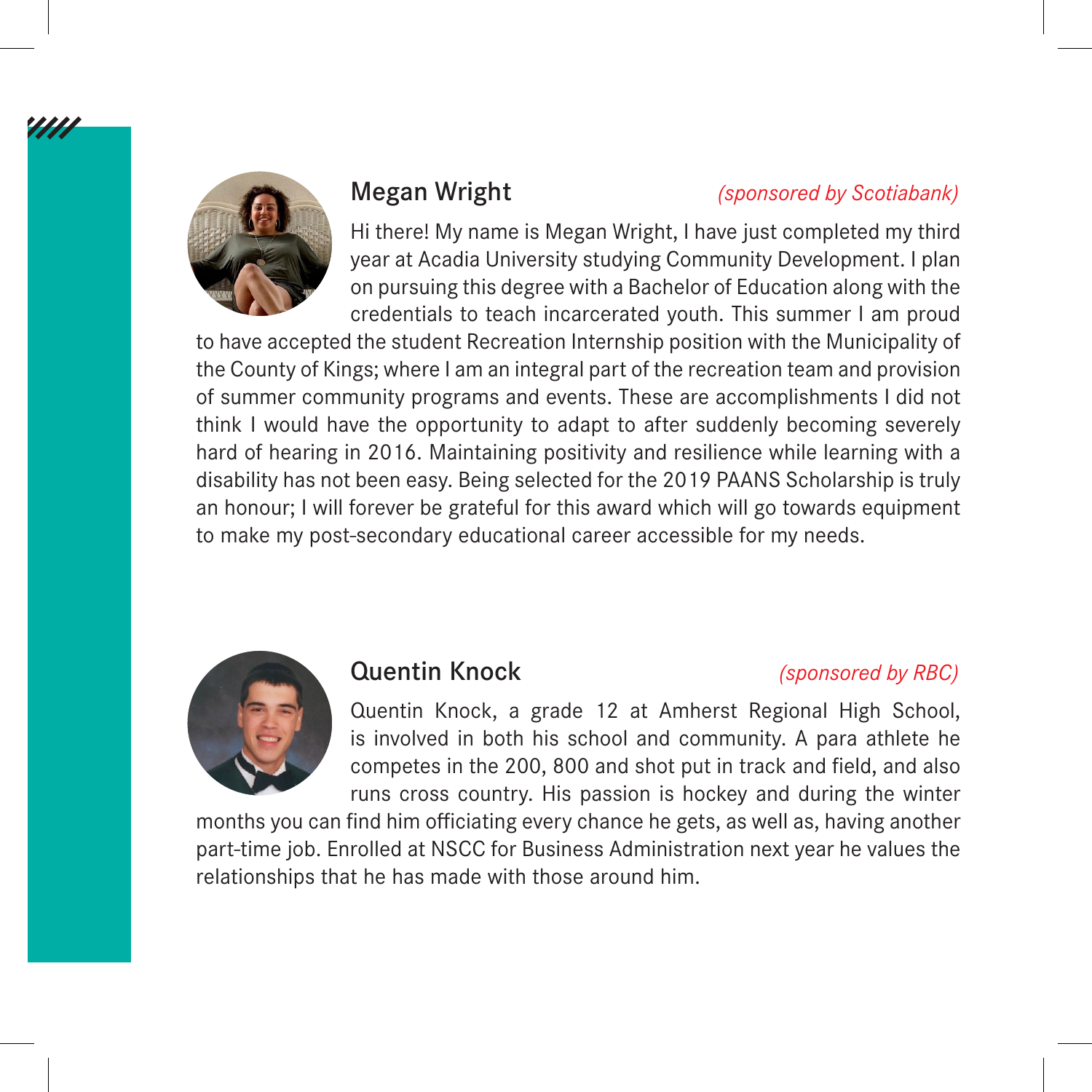## Megan Wright

*(sponsored by Scotiabank)*

Hi there! My name is Megan Wright, I have just completed my third year at Acadia University studying Community Development. I plan on pursuing this degree with a Bachelor of Education along with the credentials to teach incarcerated youth. This summer I am proud to have accepted the student Recreation Internship position with the Municipality of the County of Kings; where I am an integral part of the recreation team and provision of summer community programs and events. These are accomplishments I did not think I would have the opportunity to adapt to after suddenly becoming severely hard of hearing in 2016. Maintaining positivity and resilience while learning with a disability has not been easy. Being selected for the 2019 PAANS Scholarship is truly an honour; I will forever be grateful for this award which will go towards equipment to make my post-secondary educational career accessible for my needs.

## Quentin Knock

*(sponsored by RBC)*

Quentin Knock, a grade 12 at Amherst Regional High School, is involved in both his school and community. A para athlete he competes in the 200, 800 and shot put in track and field, and also runs cross country. His passion is hockey and during the winter months you can find him officiating every chance he gets, as well as, having another part-time job. Enrolled at NSCC for Business Administration next year he values the relationships that he has made with those around him.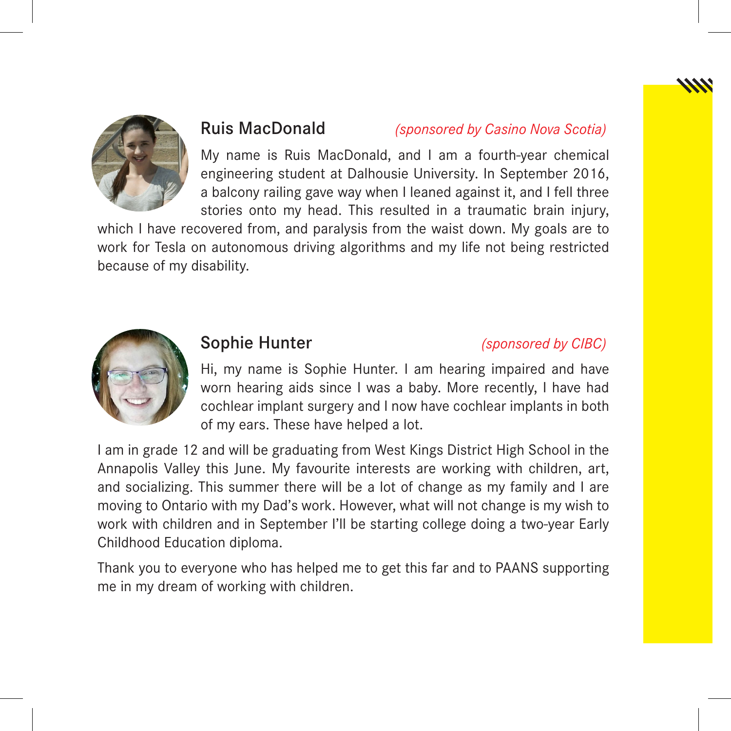## Ruis MacDonald

*(sponsored by Casino Nova Scotia)*

My name is Ruis MacDonald, and I am a fourth-year chemical engineering student at Dalhousie University. In September 2016, a balcony railing gave way when I leaned against it, and I fell three stories onto my head. This resulted in a traumatic brain injury, which I have recovered from, and paralysis from the waist down. My goals are to work for Tesla on autonomous driving algorithms and my life not being restricted because of my disability.

## Sophie Hunter

*(sponsored by CIBC)*

Hi, my name is Sophie Hunter. I am hearing impaired and have worn hearing aids since I was a baby. More recently, I have had cochlear implant surgery and I now have cochlear implants in both of my ears. These have helped a lot.

I am in grade 12 and will be graduating from West Kings District High School in the Annapolis Valley this June. My favourite interests are working with children, art, and socializing. This summer there will be a lot of change as my family and I are moving to Ontario with my Dad's work. However, what will not change is my wish to work with children and in September I'll be starting college doing a two-year Early Childhood Education diploma.

Thank you to everyone who has helped me to get this far and to PAANS supporting me in my dream of working with children.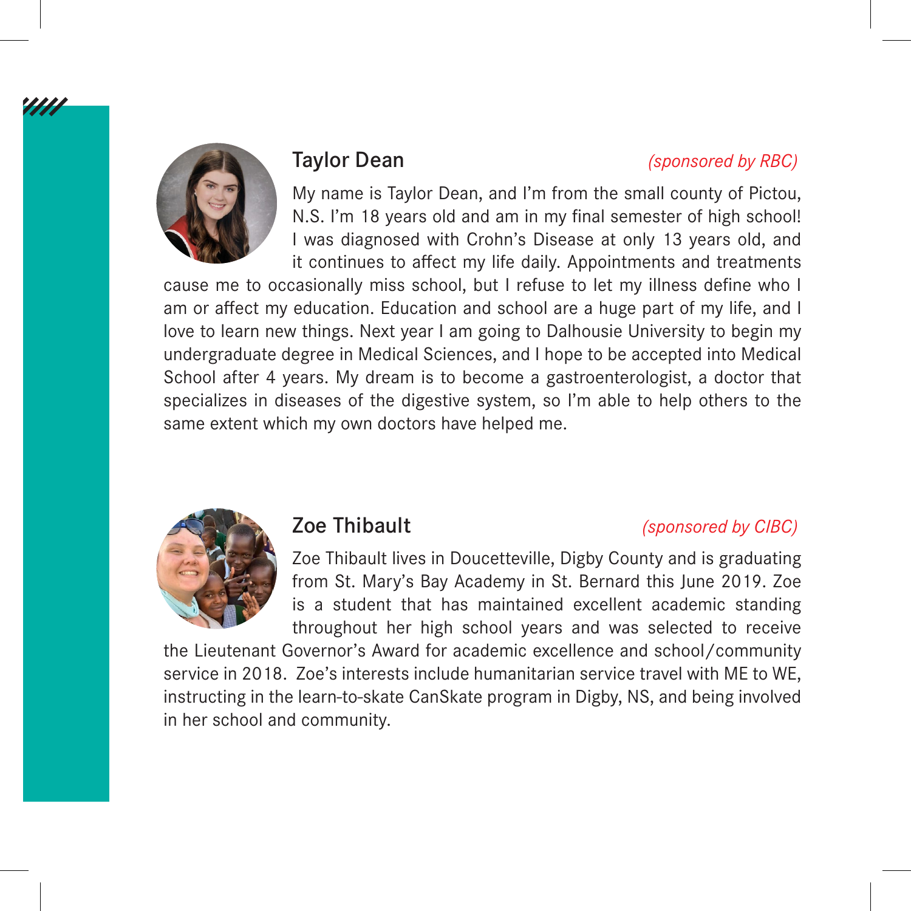## Taylor Dean

*(sponsored by RBC)*

My name is Taylor Dean, and I'm from the small county of Pictou, N.S. I'm 18 years old and am in my final semester of high school! I was diagnosed with Crohn's Disease at only 13 years old, and it continues to affect my life daily. Appointments and treatments cause me to occasionally miss school, but I refuse to let my illness define who I am or affect my education. Education and school are a huge part of my life, and I love to learn new things. Next year I am going to Dalhousie University to begin my undergraduate degree in Medical Sciences, and I hope to be accepted into Medical School after 4 years. My dream is to become a gastroenterologist, a doctor that specializes in diseases of the digestive system, so I'm able to help others to the same extent which my own doctors have helped me.

## Zoe Thibault

*(sponsored by CIBC)*

Zoe Thibault lives in Doucetteville, Digby County and is graduating from St. Mary's Bay Academy in St. Bernard this June 2019. Zoe is a student that has maintained excellent academic standing throughout her high school years and was selected to receive the Lieutenant Governor's Award for academic excellence and school/community service in 2018. Zoe's interests include humanitarian service travel with ME to WE, instructing in the learn-to-skate CanSkate program in Digby, NS, and being involved in her school and community.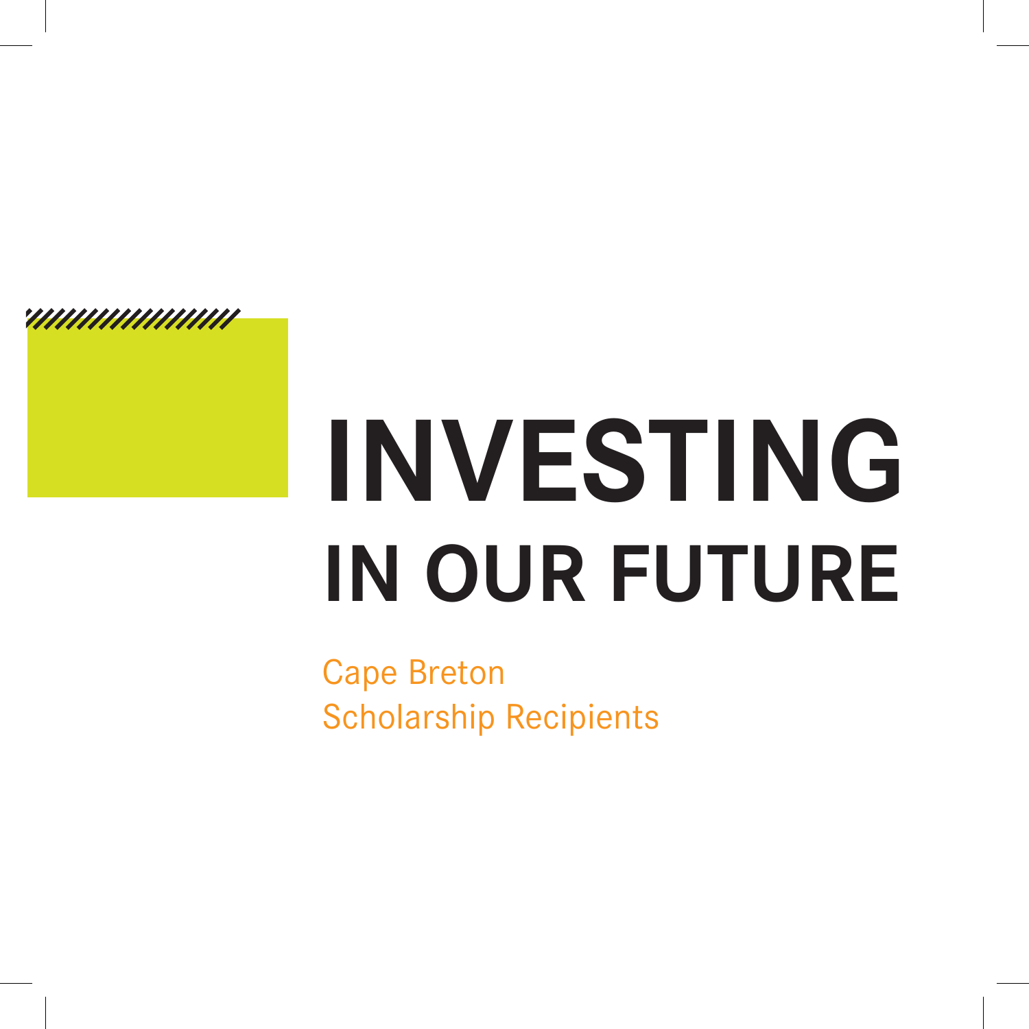# INVESTING
# IN OUR FUTURE

Cape Breton
Scholarship Recipients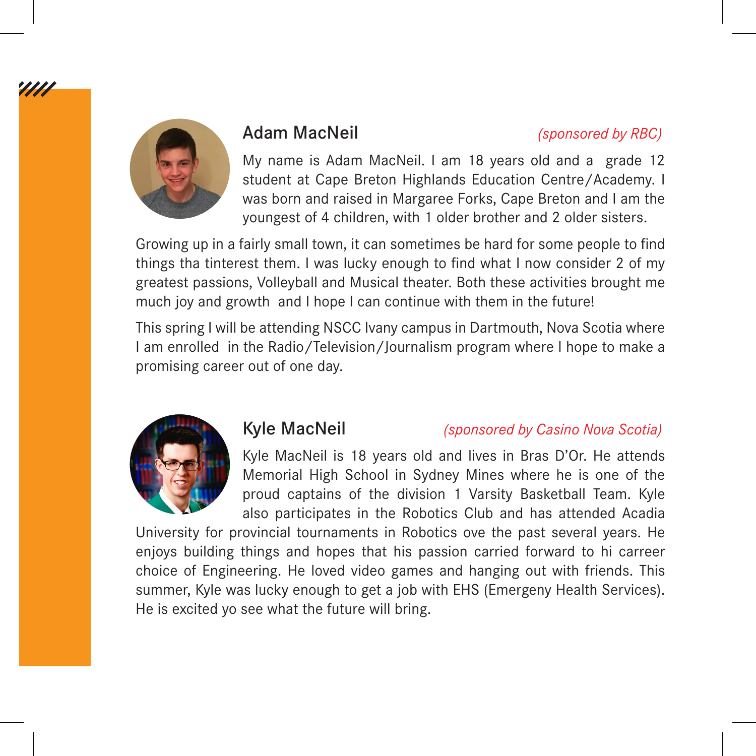## Adam MacNeil

*(sponsored by RBC)*

My name is Adam MacNeil. I am 18 years old and a grade 12 student at Cape Breton Highlands Education Centre/Academy. I was born and raised in Margaree Forks, Cape Breton and I am the youngest of 4 children, with 1 older brother and 2 older sisters.

Growing up in a fairly small town, it can sometimes be hard for some people to find things tha tinterest them. I was lucky enough to find what I now consider 2 of my greatest passions, Volleyball and Musical theater. Both these activities brought me much joy and growth and I hope I can continue with them in the future!

This spring I will be attending NSCC Ivany campus in Dartmouth, Nova Scotia where I am enrolled in the Radio/Television/Journalism program where I hope to make a promising career out of one day.

## Kyle MacNeil

*(sponsored by Casino Nova Scotia)*

Kyle MacNeil is 18 years old and lives in Bras D'Or. He attends Memorial High School in Sydney Mines where he is one of the proud captains of the division 1 Varsity Basketball Team. Kyle also participates in the Robotics Club and has attended Acadia University for provincial tournaments in Robotics ove the past several years. He enjoys building things and hopes that his passion carried forward to hi carreer choice of Engineering. He loved video games and hanging out with friends. This summer, Kyle was lucky enough to get a job with EHS (Emergeny Health Services). He is excited yo see what the future will bring.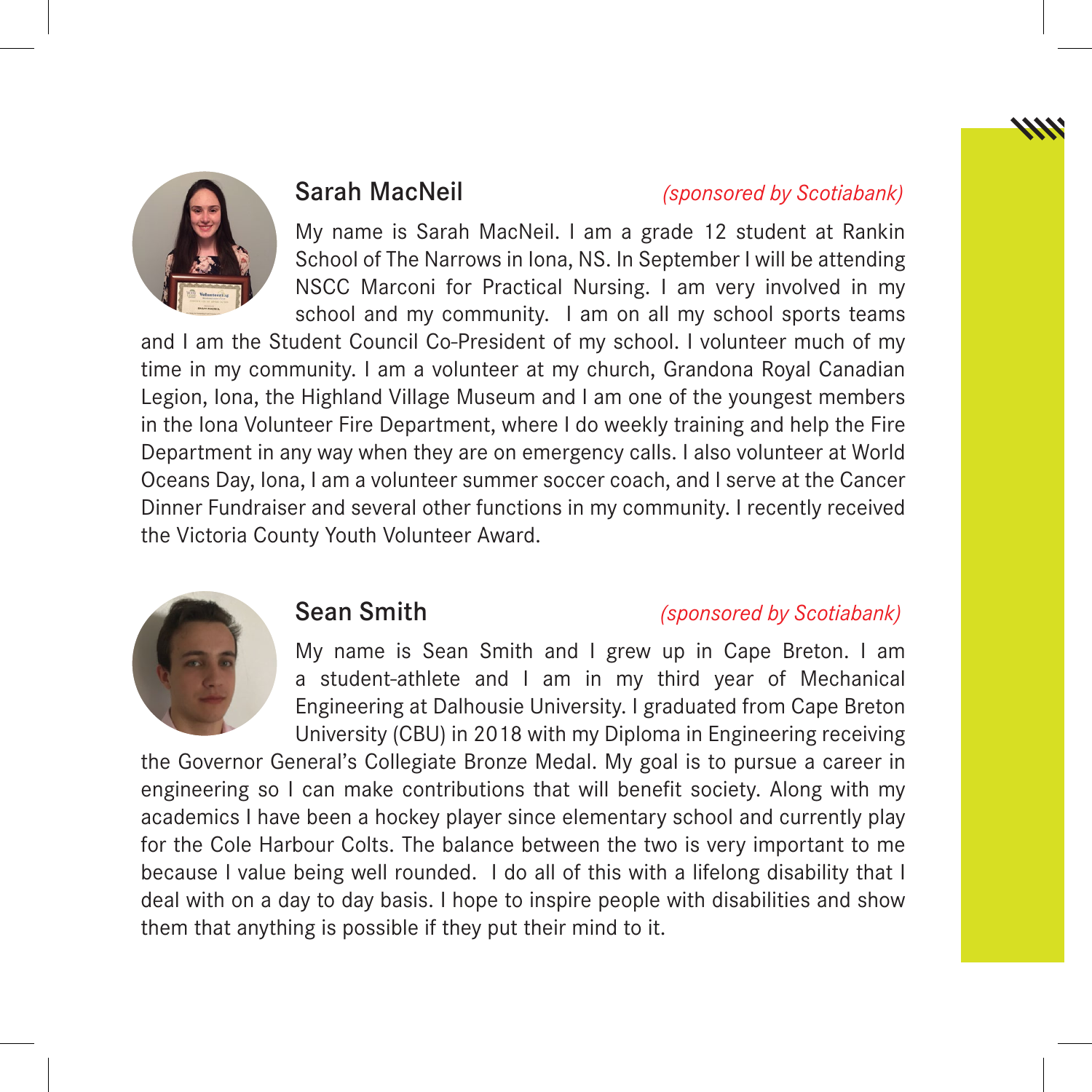## Sarah MacNeil

*(sponsored by Scotiabank)*

My name is Sarah MacNeil. I am a grade 12 student at Rankin School of The Narrows in Iona, NS. In September I will be attending NSCC Marconi for Practical Nursing. I am very involved in my school and my community. I am on all my school sports teams and I am the Student Council Co-President of my school. I volunteer much of my time in my community. I am a volunteer at my church, Grandona Royal Canadian Legion, Iona, the Highland Village Museum and I am one of the youngest members in the Iona Volunteer Fire Department, where I do weekly training and help the Fire Department in any way when they are on emergency calls. I also volunteer at World Oceans Day, Iona, I am a volunteer summer soccer coach, and I serve at the Cancer Dinner Fundraiser and several other functions in my community. I recently received the Victoria County Youth Volunteer Award.

## Sean Smith

*(sponsored by Scotiabank)*

My name is Sean Smith and I grew up in Cape Breton. I am a student-athlete and I am in my third year of Mechanical Engineering at Dalhousie University. I graduated from Cape Breton University (CBU) in 2018 with my Diploma in Engineering receiving the Governor General's Collegiate Bronze Medal. My goal is to pursue a career in engineering so I can make contributions that will benefit society. Along with my academics I have been a hockey player since elementary school and currently play for the Cole Harbour Colts. The balance between the two is very important to me because I value being well rounded. I do all of this with a lifelong disability that I deal with on a day to day basis. I hope to inspire people with disabilities and show them that anything is possible if they put their mind to it.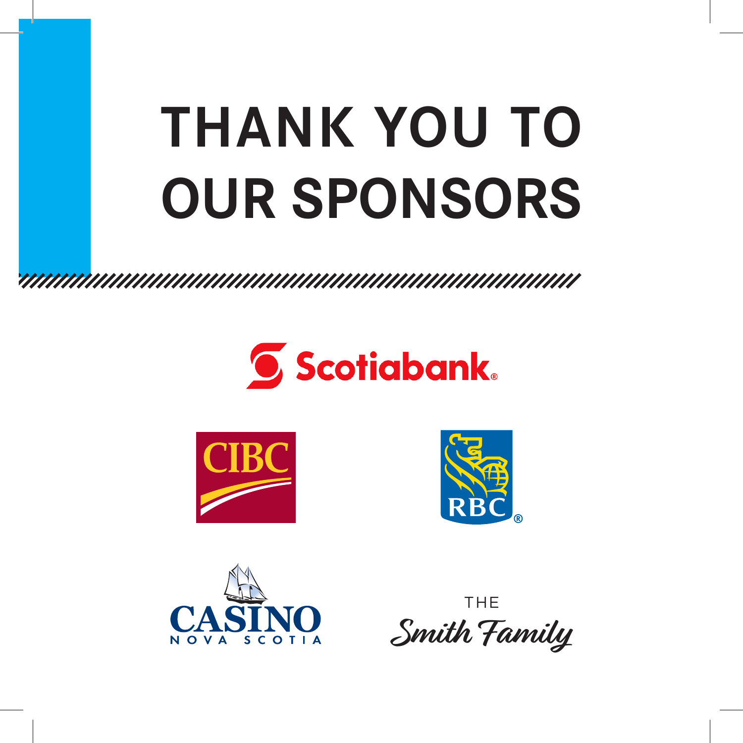# THANK YOU TO OUR SPONSORS

Scotiabank®

CIBC

RBC®

CASINO NOVA SCOTIA

THE Smith Family